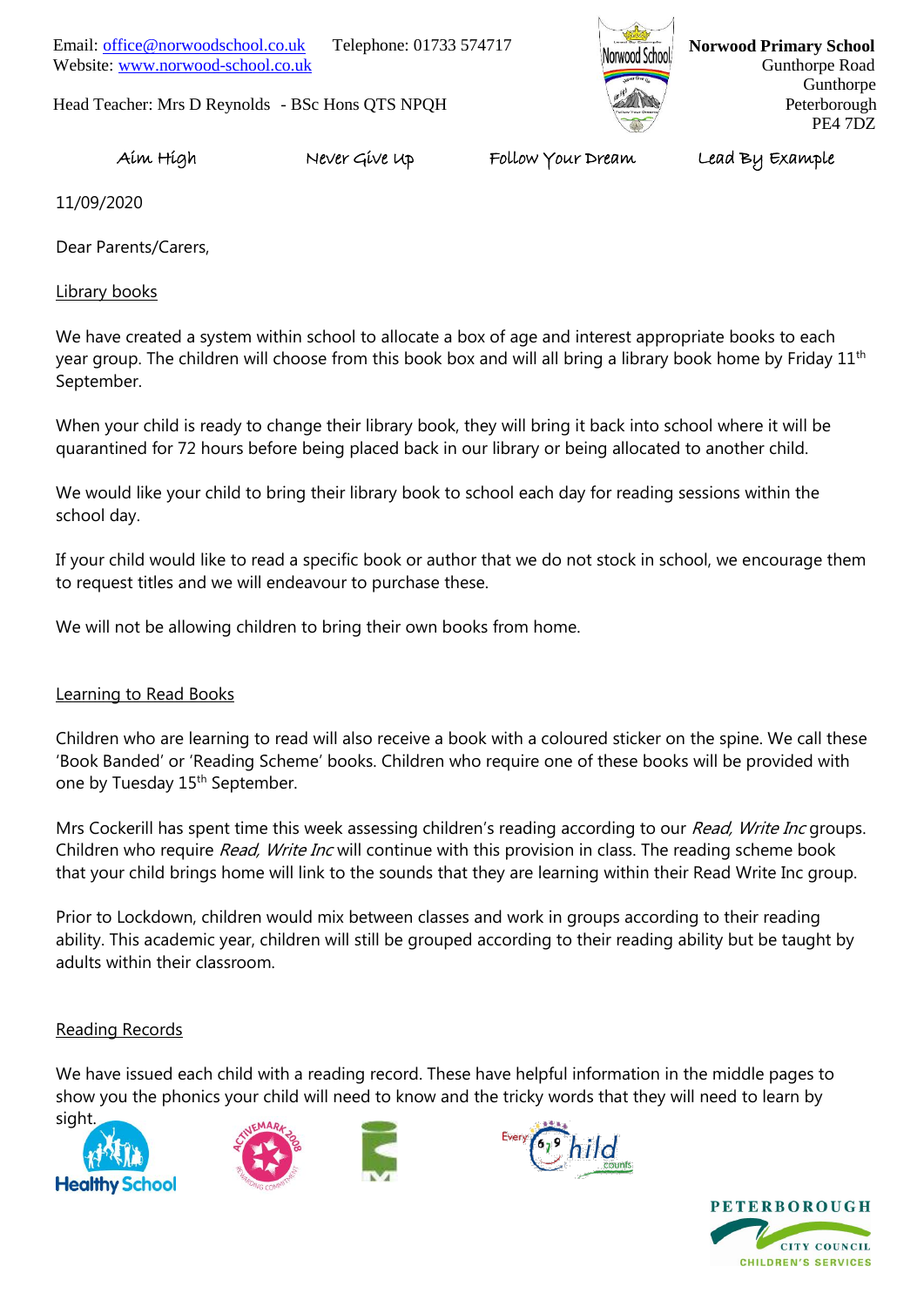Email: office@norwoodschool.co.uk Telephone: 01733 574717
Website: www.norwood-school.co.uk

Head Teacher: Mrs D Reynolds - BSc Hons QTS NPQH

**Norwood Primary School**
Gunthorpe Road
Gunthorpe
Peterborough
PE4 7DZ

Aim High  Never Give Up  Follow Your Dream  Lead By Example

11/09/2020

Dear Parents/Carers,

Library books

We have created a system within school to allocate a box of age and interest appropriate books to each year group. The children will choose from this book box and will all bring a library book home by Friday 11th September.

When your child is ready to change their library book, they will bring it back into school where it will be quarantined for 72 hours before being placed back in our library or being allocated to another child.

We would like your child to bring their library book to school each day for reading sessions within the school day.

If your child would like to read a specific book or author that we do not stock in school, we encourage them to request titles and we will endeavour to purchase these.

We will not be allowing children to bring their own books from home.

Learning to Read Books

Children who are learning to read will also receive a book with a coloured sticker on the spine. We call these 'Book Banded' or 'Reading Scheme' books. Children who require one of these books will be provided with one by Tuesday 15th September.

Mrs Cockerill has spent time this week assessing children's reading according to our *Read, Write Inc* groups. Children who require *Read, Write Inc* will continue with this provision in class. The reading scheme book that your child brings home will link to the sounds that they are learning within their Read Write Inc group.

Prior to Lockdown, children would mix between classes and work in groups according to their reading ability. This academic year, children will still be grouped according to their reading ability but be taught by adults within their classroom.

Reading Records

We have issued each child with a reading record. These have helpful information in the middle pages to show you the phonics your child will need to know and the tricky words that they will need to learn by sight.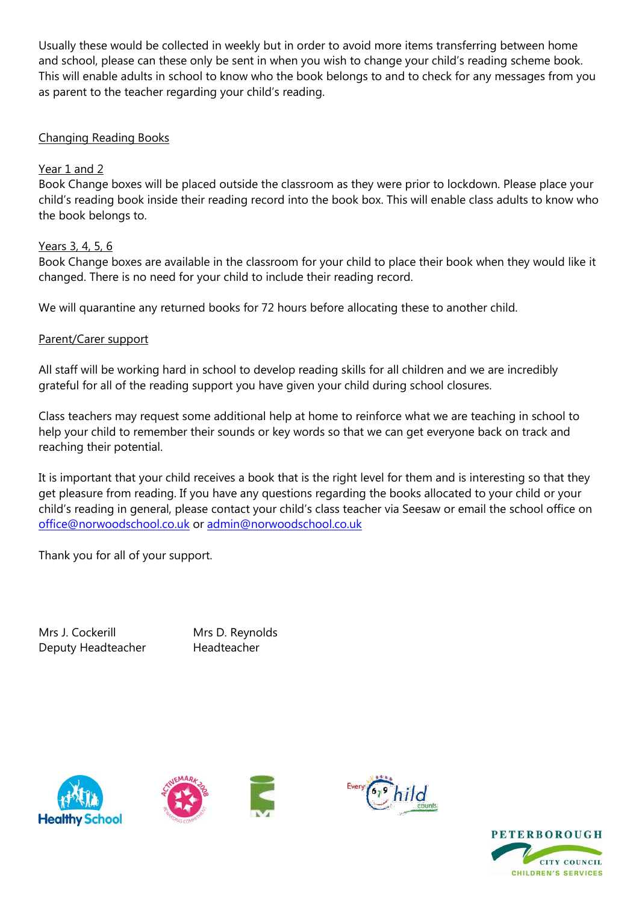Usually these would be collected in weekly but in order to avoid more items transferring between home and school, please can these only be sent in when you wish to change your child's reading scheme book. This will enable adults in school to know who the book belongs to and to check for any messages from you as parent to the teacher regarding your child's reading.

## Changing Reading Books

### Year 1 and 2

Book Change boxes will be placed outside the classroom as they were prior to lockdown. Please place your child's reading book inside their reading record into the book box. This will enable class adults to know who the book belongs to.

### Years 3, 4, 5, 6

Book Change boxes are available in the classroom for your child to place their book when they would like it changed. There is no need for your child to include their reading record.

We will quarantine any returned books for 72 hours before allocating these to another child.

## Parent/Carer support

All staff will be working hard in school to develop reading skills for all children and we are incredibly grateful for all of the reading support you have given your child during school closures.

Class teachers may request some additional help at home to reinforce what we are teaching in school to help your child to remember their sounds or key words so that we can get everyone back on track and reaching their potential.

It is important that your child receives a book that is the right level for them and is interesting so that they get pleasure from reading. If you have any questions regarding the books allocated to your child or your child's reading in general, please contact your child's class teacher via Seesaw or email the school office on office@norwoodschool.co.uk or admin@norwoodschool.co.uk

Thank you for all of your support.

Mrs J. Cockerill
Deputy Headteacher

Mrs D. Reynolds
Headteacher